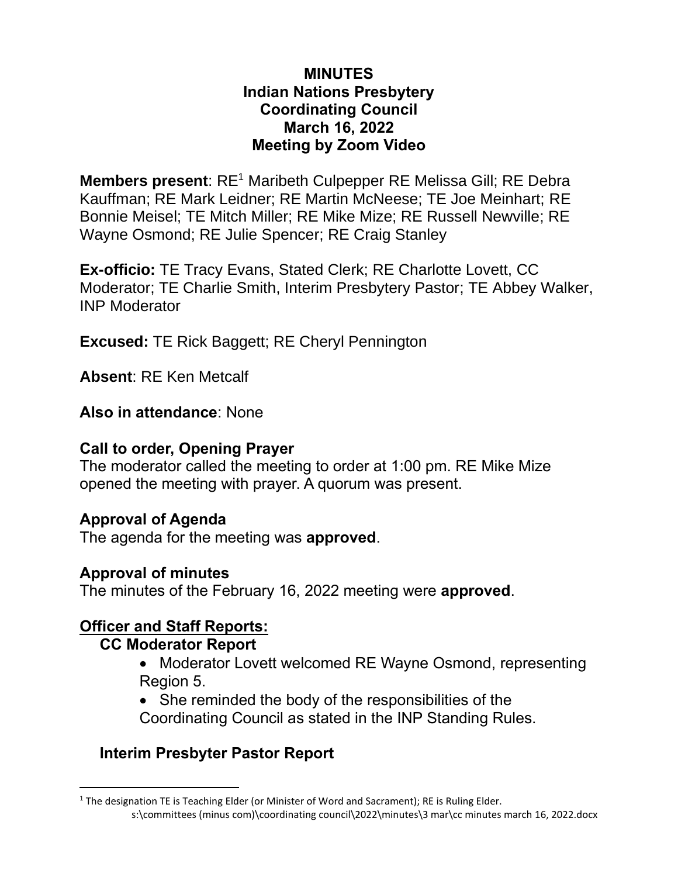# MINUTES
## Indian Nations Presbytery
## Coordinating Council
## March 16, 2022
## Meeting by Zoom Video

**Members present**: RE[1] Maribeth Culpepper RE Melissa Gill; RE Debra Kauffman; RE Mark Leidner; RE Martin McNeese; TE Joe Meinhart; RE Bonnie Meisel; TE Mitch Miller; RE Mike Mize; RE Russell Newville; RE Wayne Osmond; RE Julie Spencer; RE Craig Stanley

**Ex-officio:** TE Tracy Evans, Stated Clerk; RE Charlotte Lovett, CC Moderator; TE Charlie Smith, Interim Presbytery Pastor; TE Abbey Walker, INP Moderator

**Excused:** TE Rick Baggett; RE Cheryl Pennington

**Absent**: RE Ken Metcalf

**Also in attendance**: None

### Call to order, Opening Prayer

The moderator called the meeting to order at 1:00 pm. RE Mike Mize opened the meeting with prayer. A quorum was present.

### Approval of Agenda

The agenda for the meeting was **approved**.

### Approval of minutes

The minutes of the February 16, 2022 meeting were **approved**.

### Officer and Staff Reports:

#### CC Moderator Report

- Moderator Lovett welcomed RE Wayne Osmond, representing Region 5.
- She reminded the body of the responsibilities of the Coordinating Council as stated in the INP Standing Rules.

#### Interim Presbyter Pastor Report

[1] The designation TE is Teaching Elder (or Minister of Word and Sacrament); RE is Ruling Elder.

s:\committees (minus com)\coordinating council\2022\minutes\3 mar\cc minutes march 16, 2022.docx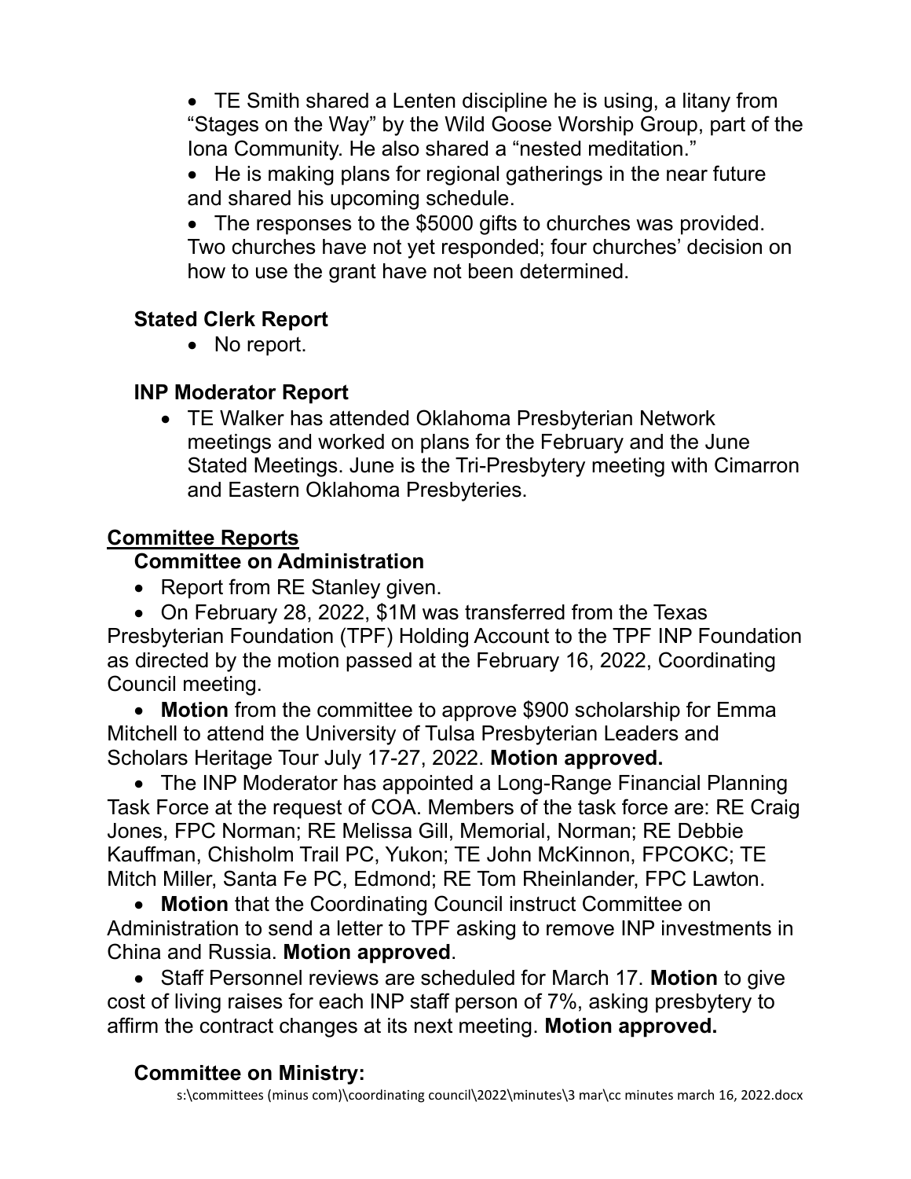- TE Smith shared a Lenten discipline he is using, a litany from "Stages on the Way" by the Wild Goose Worship Group, part of the Iona Community. He also shared a "nested meditation."
- He is making plans for regional gatherings in the near future and shared his upcoming schedule.
- The responses to the $5000 gifts to churches was provided. Two churches have not yet responded; four churches' decision on how to use the grant have not been determined.

### Stated Clerk Report

- No report.

### INP Moderator Report

- TE Walker has attended Oklahoma Presbyterian Network meetings and worked on plans for the February and the June Stated Meetings. June is the Tri-Presbytery meeting with Cimarron and Eastern Oklahoma Presbyteries.

## Committee Reports

### Committee on Administration

- Report from RE Stanley given.
- On February 28, 2022, $1M was transferred from the Texas Presbyterian Foundation (TPF) Holding Account to the TPF INP Foundation as directed by the motion passed at the February 16, 2022, Coordinating Council meeting.
- **Motion** from the committee to approve $900 scholarship for Emma Mitchell to attend the University of Tulsa Presbyterian Leaders and Scholars Heritage Tour July 17-27, 2022. **Motion approved.**
- The INP Moderator has appointed a Long-Range Financial Planning Task Force at the request of COA. Members of the task force are: RE Craig Jones, FPC Norman; RE Melissa Gill, Memorial, Norman; RE Debbie Kauffman, Chisholm Trail PC, Yukon; TE John McKinnon, FPCOKC; TE Mitch Miller, Santa Fe PC, Edmond; RE Tom Rheinlander, FPC Lawton.
- **Motion** that the Coordinating Council instruct Committee on Administration to send a letter to TPF asking to remove INP investments in China and Russia. **Motion approved**.
- Staff Personnel reviews are scheduled for March 17. **Motion** to give cost of living raises for each INP staff person of 7%, asking presbytery to affirm the contract changes at its next meeting. **Motion approved.**

### Committee on Ministry: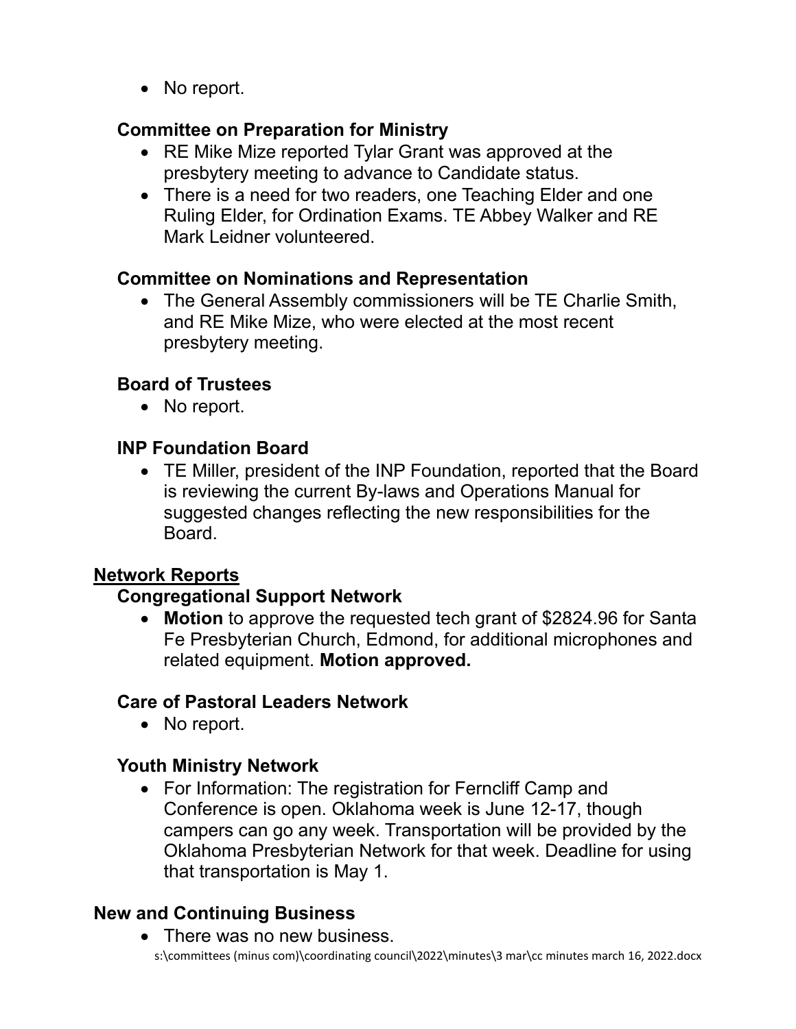- No report.

### Committee on Preparation for Ministry

- RE Mike Mize reported Tylar Grant was approved at the presbytery meeting to advance to Candidate status.
- There is a need for two readers, one Teaching Elder and one Ruling Elder, for Ordination Exams. TE Abbey Walker and RE Mark Leidner volunteered.

### Committee on Nominations and Representation

- The General Assembly commissioners will be TE Charlie Smith, and RE Mike Mize, who were elected at the most recent presbytery meeting.

### Board of Trustees

- No report.

### INP Foundation Board

- TE Miller, president of the INP Foundation, reported that the Board is reviewing the current By-laws and Operations Manual for suggested changes reflecting the new responsibilities for the Board.

## Network Reports

### Congregational Support Network

- **Motion** to approve the requested tech grant of $2824.96 for Santa Fe Presbyterian Church, Edmond, for additional microphones and related equipment. **Motion approved.**

### Care of Pastoral Leaders Network

- No report.

### Youth Ministry Network

- For Information: The registration for Ferncliff Camp and Conference is open. Oklahoma week is June 12-17, though campers can go any week. Transportation will be provided by the Oklahoma Presbyterian Network for that week. Deadline for using that transportation is May 1.

## New and Continuing Business

- There was no new business.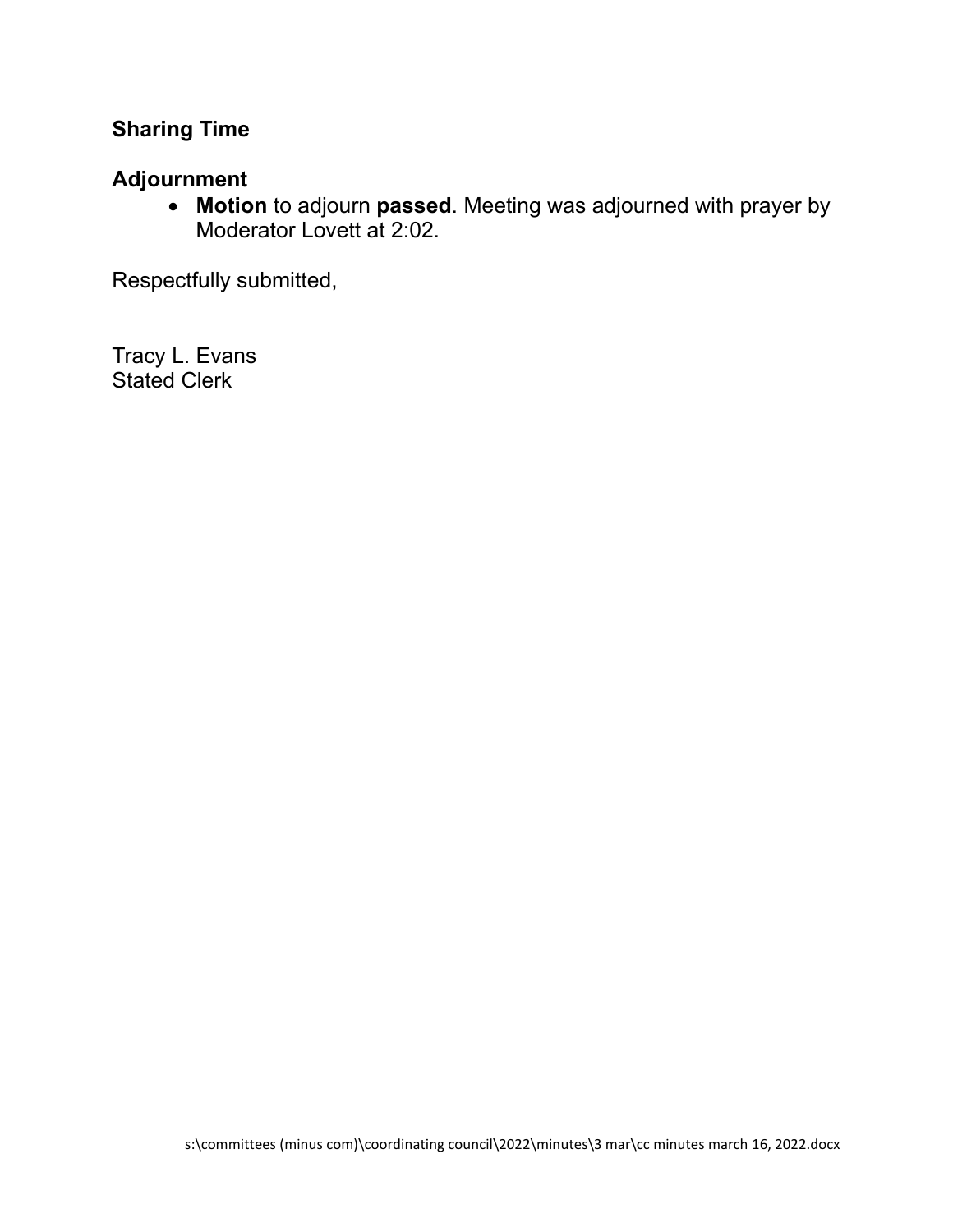## Sharing Time

## Adjournment

- **Motion** to adjourn **passed**. Meeting was adjourned with prayer by Moderator Lovett at 2:02.

Respectfully submitted,

Tracy L. Evans
Stated Clerk

s:\committees (minus com)\coordinating council\2022\minutes\3 mar\cc minutes march 16, 2022.docx